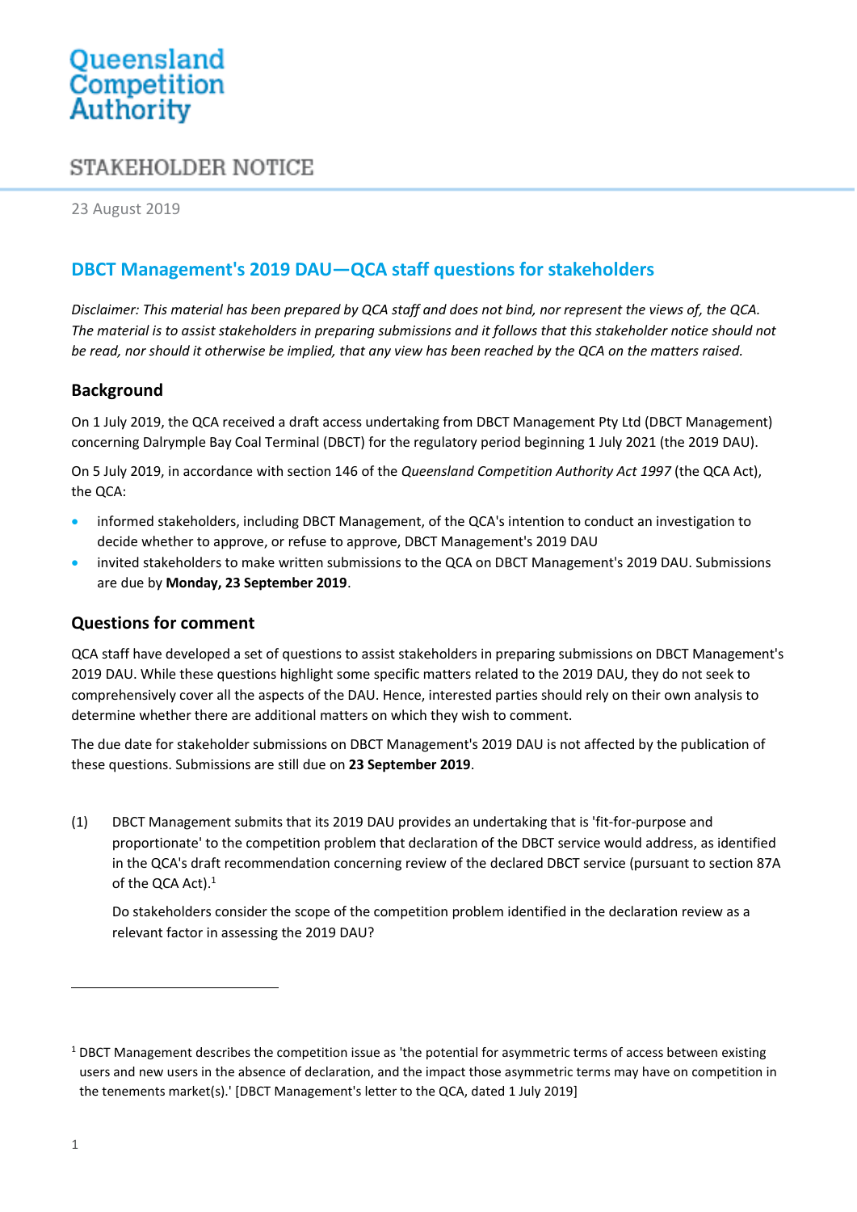Queensland Competition Authority

STAKEHOLDER NOTICE

23 August 2019

## DBCT Management's 2019 DAU—QCA staff questions for stakeholders

*Disclaimer: This material has been prepared by QCA staff and does not bind, nor represent the views of, the QCA. The material is to assist stakeholders in preparing submissions and it follows that this stakeholder notice should not be read, nor should it otherwise be implied, that any view has been reached by the QCA on the matters raised.*

### Background

On 1 July 2019, the QCA received a draft access undertaking from DBCT Management Pty Ltd (DBCT Management) concerning Dalrymple Bay Coal Terminal (DBCT) for the regulatory period beginning 1 July 2021 (the 2019 DAU).

On 5 July 2019, in accordance with section 146 of the *Queensland Competition Authority Act 1997* (the QCA Act), the QCA:

- informed stakeholders, including DBCT Management, of the QCA's intention to conduct an investigation to decide whether to approve, or refuse to approve, DBCT Management's 2019 DAU
- invited stakeholders to make written submissions to the QCA on DBCT Management's 2019 DAU. Submissions are due by **Monday, 23 September 2019**.

### Questions for comment

QCA staff have developed a set of questions to assist stakeholders in preparing submissions on DBCT Management's 2019 DAU. While these questions highlight some specific matters related to the 2019 DAU, they do not seek to comprehensively cover all the aspects of the DAU. Hence, interested parties should rely on their own analysis to determine whether there are additional matters on which they wish to comment.

The due date for stakeholder submissions on DBCT Management's 2019 DAU is not affected by the publication of these questions. Submissions are still due on **23 September 2019**.

(1) DBCT Management submits that its 2019 DAU provides an undertaking that is 'fit-for-purpose and proportionate' to the competition problem that declaration of the DBCT service would address, as identified in the QCA's draft recommendation concerning review of the declared DBCT service (pursuant to section 87A of the QCA Act).[1]

Do stakeholders consider the scope of the competition problem identified in the declaration review as a relevant factor in assessing the 2019 DAU?

[1] DBCT Management describes the competition issue as 'the potential for asymmetric terms of access between existing users and new users in the absence of declaration, and the impact those asymmetric terms may have on competition in the tenements market(s).' [DBCT Management's letter to the QCA, dated 1 July 2019]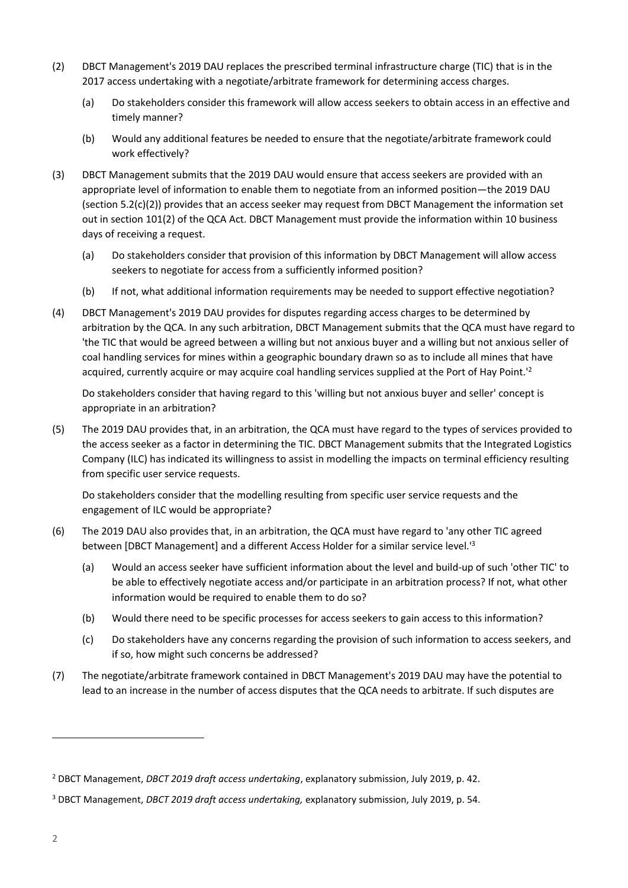(2) DBCT Management's 2019 DAU replaces the prescribed terminal infrastructure charge (TIC) that is in the 2017 access undertaking with a negotiate/arbitrate framework for determining access charges.

   (a) Do stakeholders consider this framework will allow access seekers to obtain access in an effective and timely manner?

   (b) Would any additional features be needed to ensure that the negotiate/arbitrate framework could work effectively?

(3) DBCT Management submits that the 2019 DAU would ensure that access seekers are provided with an appropriate level of information to enable them to negotiate from an informed position—the 2019 DAU (section 5.2(c)(2)) provides that an access seeker may request from DBCT Management the information set out in section 101(2) of the QCA Act. DBCT Management must provide the information within 10 business days of receiving a request.

   (a) Do stakeholders consider that provision of this information by DBCT Management will allow access seekers to negotiate for access from a sufficiently informed position?

   (b) If not, what additional information requirements may be needed to support effective negotiation?

(4) DBCT Management's 2019 DAU provides for disputes regarding access charges to be determined by arbitration by the QCA. In any such arbitration, DBCT Management submits that the QCA must have regard to 'the TIC that would be agreed between a willing but not anxious buyer and a willing but not anxious seller of coal handling services for mines within a geographic boundary drawn so as to include all mines that have acquired, currently acquire or may acquire coal handling services supplied at the Port of Hay Point.'[2]

   Do stakeholders consider that having regard to this 'willing but not anxious buyer and seller' concept is appropriate in an arbitration?

(5) The 2019 DAU provides that, in an arbitration, the QCA must have regard to the types of services provided to the access seeker as a factor in determining the TIC. DBCT Management submits that the Integrated Logistics Company (ILC) has indicated its willingness to assist in modelling the impacts on terminal efficiency resulting from specific user service requests.

   Do stakeholders consider that the modelling resulting from specific user service requests and the engagement of ILC would be appropriate?

(6) The 2019 DAU also provides that, in an arbitration, the QCA must have regard to 'any other TIC agreed between [DBCT Management] and a different Access Holder for a similar service level.'[3]

   (a) Would an access seeker have sufficient information about the level and build-up of such 'other TIC' to be able to effectively negotiate access and/or participate in an arbitration process? If not, what other information would be required to enable them to do so?

   (b) Would there need to be specific processes for access seekers to gain access to this information?

   (c) Do stakeholders have any concerns regarding the provision of such information to access seekers, and if so, how might such concerns be addressed?

(7) The negotiate/arbitrate framework contained in DBCT Management's 2019 DAU may have the potential to lead to an increase in the number of access disputes that the QCA needs to arbitrate. If such disputes are

---

[2] DBCT Management, *DBCT 2019 draft access undertaking*, explanatory submission, July 2019, p. 42.

[3] DBCT Management, *DBCT 2019 draft access undertaking,* explanatory submission, July 2019, p. 54.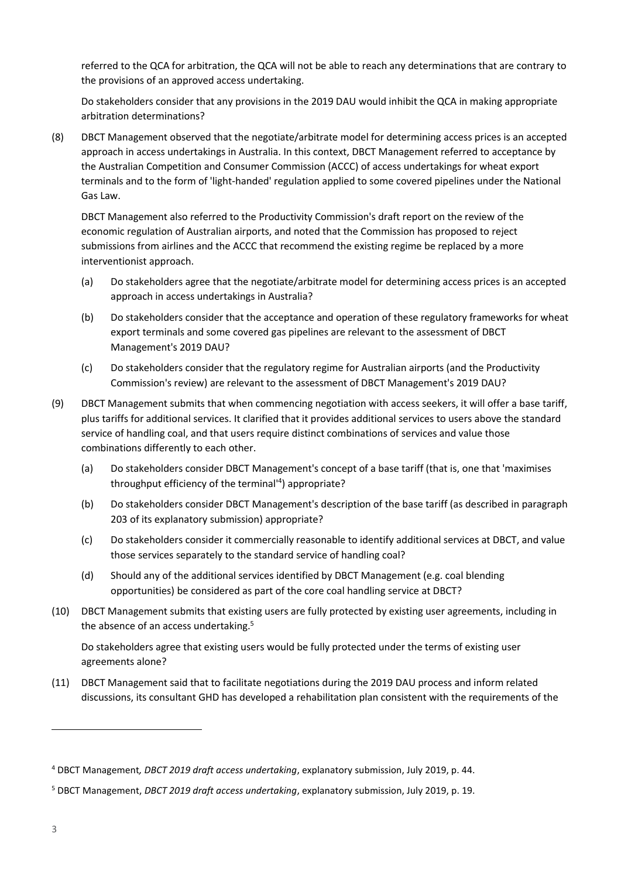referred to the QCA for arbitration, the QCA will not be able to reach any determinations that are contrary to the provisions of an approved access undertaking.

Do stakeholders consider that any provisions in the 2019 DAU would inhibit the QCA in making appropriate arbitration determinations?

(8) DBCT Management observed that the negotiate/arbitrate model for determining access prices is an accepted approach in access undertakings in Australia. In this context, DBCT Management referred to acceptance by the Australian Competition and Consumer Commission (ACCC) of access undertakings for wheat export terminals and to the form of 'light-handed' regulation applied to some covered pipelines under the National Gas Law.

DBCT Management also referred to the Productivity Commission's draft report on the review of the economic regulation of Australian airports, and noted that the Commission has proposed to reject submissions from airlines and the ACCC that recommend the existing regime be replaced by a more interventionist approach.

(a) Do stakeholders agree that the negotiate/arbitrate model for determining access prices is an accepted approach in access undertakings in Australia?

(b) Do stakeholders consider that the acceptance and operation of these regulatory frameworks for wheat export terminals and some covered gas pipelines are relevant to the assessment of DBCT Management's 2019 DAU?

(c) Do stakeholders consider that the regulatory regime for Australian airports (and the Productivity Commission's review) are relevant to the assessment of DBCT Management's 2019 DAU?

(9) DBCT Management submits that when commencing negotiation with access seekers, it will offer a base tariff, plus tariffs for additional services. It clarified that it provides additional services to users above the standard service of handling coal, and that users require distinct combinations of services and value those combinations differently to each other.

(a) Do stakeholders consider DBCT Management's concept of a base tariff (that is, one that 'maximises throughput efficiency of the terminal'[4]) appropriate?

(b) Do stakeholders consider DBCT Management's description of the base tariff (as described in paragraph 203 of its explanatory submission) appropriate?

(c) Do stakeholders consider it commercially reasonable to identify additional services at DBCT, and value those services separately to the standard service of handling coal?

(d) Should any of the additional services identified by DBCT Management (e.g. coal blending opportunities) be considered as part of the core coal handling service at DBCT?

(10) DBCT Management submits that existing users are fully protected by existing user agreements, including in the absence of an access undertaking.[5]

Do stakeholders agree that existing users would be fully protected under the terms of existing user agreements alone?

(11) DBCT Management said that to facilitate negotiations during the 2019 DAU process and inform related discussions, its consultant GHD has developed a rehabilitation plan consistent with the requirements of the

---

[4] DBCT Management*, DBCT 2019 draft access undertaking*, explanatory submission, July 2019, p. 44.

[5] DBCT Management, *DBCT 2019 draft access undertaking*, explanatory submission, July 2019, p. 19.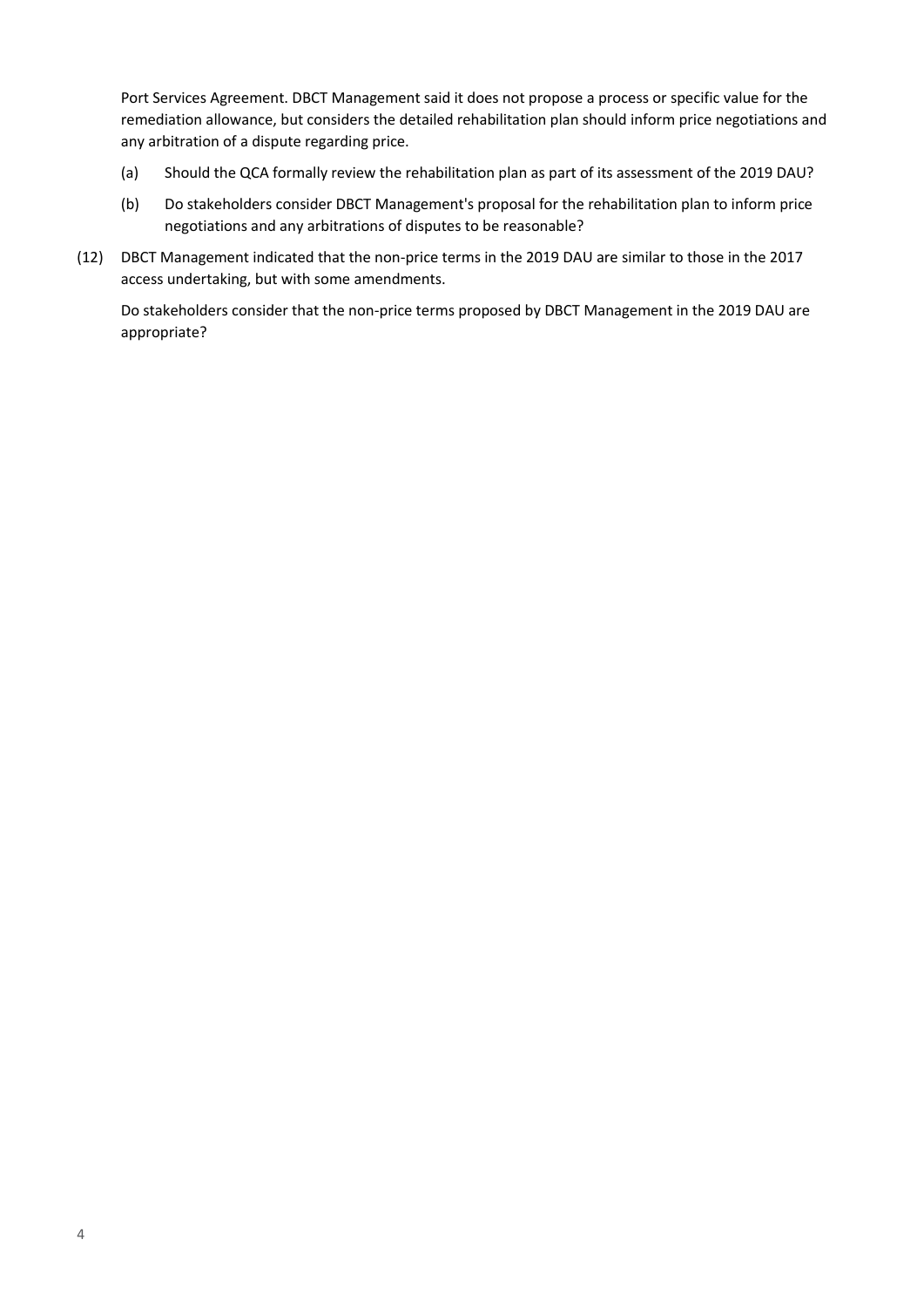Port Services Agreement. DBCT Management said it does not propose a process or specific value for the remediation allowance, but considers the detailed rehabilitation plan should inform price negotiations and any arbitration of a dispute regarding price.

(a) Should the QCA formally review the rehabilitation plan as part of its assessment of the 2019 DAU?

(b) Do stakeholders consider DBCT Management's proposal for the rehabilitation plan to inform price negotiations and any arbitrations of disputes to be reasonable?

(12) DBCT Management indicated that the non-price terms in the 2019 DAU are similar to those in the 2017 access undertaking, but with some amendments.

Do stakeholders consider that the non-price terms proposed by DBCT Management in the 2019 DAU are appropriate?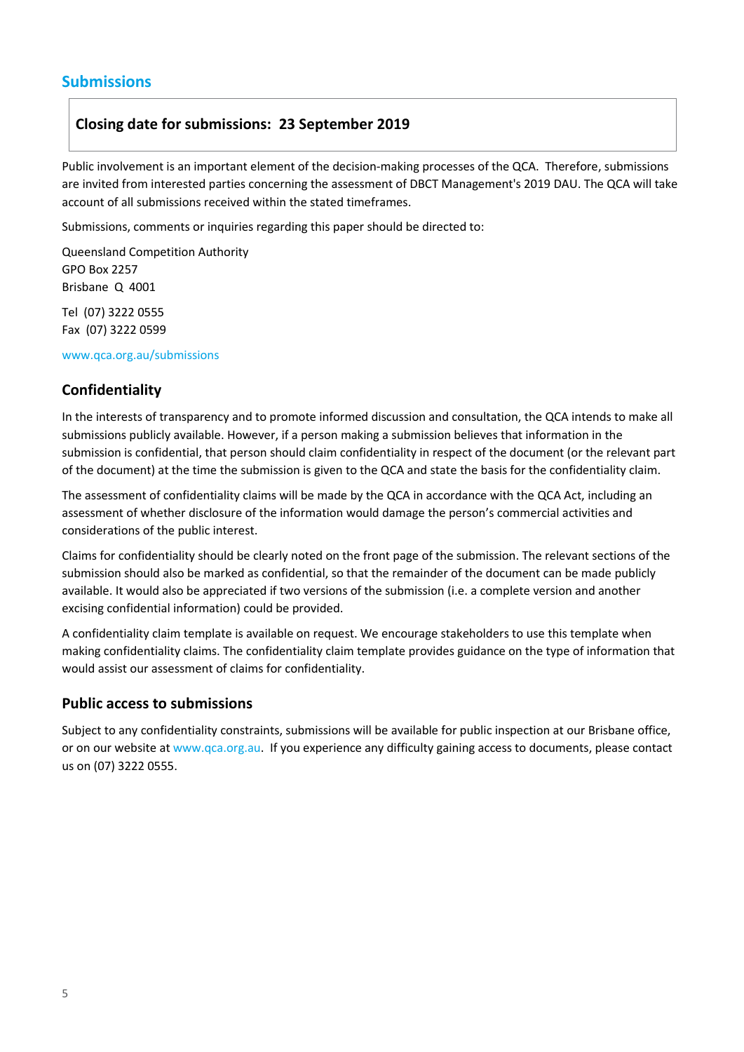## Submissions

**Closing date for submissions: 23 September 2019**

Public involvement is an important element of the decision-making processes of the QCA. Therefore, submissions are invited from interested parties concerning the assessment of DBCT Management's 2019 DAU. The QCA will take account of all submissions received within the stated timeframes.

Submissions, comments or inquiries regarding this paper should be directed to:

Queensland Competition Authority
GPO Box 2257
Brisbane Q 4001

Tel (07) 3222 0555
Fax (07) 3222 0599

www.qca.org.au/submissions

### Confidentiality

In the interests of transparency and to promote informed discussion and consultation, the QCA intends to make all submissions publicly available. However, if a person making a submission believes that information in the submission is confidential, that person should claim confidentiality in respect of the document (or the relevant part of the document) at the time the submission is given to the QCA and state the basis for the confidentiality claim.

The assessment of confidentiality claims will be made by the QCA in accordance with the QCA Act, including an assessment of whether disclosure of the information would damage the person's commercial activities and considerations of the public interest.

Claims for confidentiality should be clearly noted on the front page of the submission. The relevant sections of the submission should also be marked as confidential, so that the remainder of the document can be made publicly available. It would also be appreciated if two versions of the submission (i.e. a complete version and another excising confidential information) could be provided.

A confidentiality claim template is available on request. We encourage stakeholders to use this template when making confidentiality claims. The confidentiality claim template provides guidance on the type of information that would assist our assessment of claims for confidentiality.

### Public access to submissions

Subject to any confidentiality constraints, submissions will be available for public inspection at our Brisbane office, or on our website at www.qca.org.au. If you experience any difficulty gaining access to documents, please contact us on (07) 3222 0555.